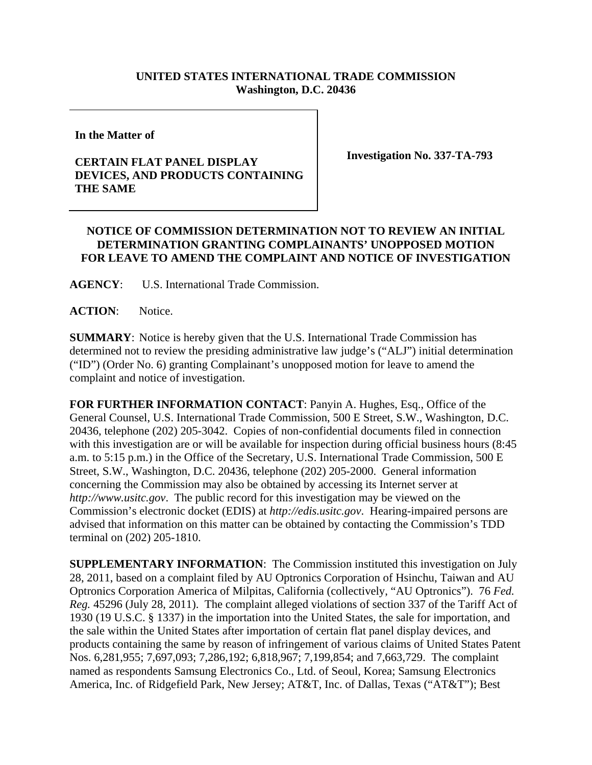**UNITED STATES INTERNATIONAL TRADE COMMISSION**
**Washington, D.C. 20436**

**In the Matter of**

**CERTAIN FLAT PANEL DISPLAY DEVICES, AND PRODUCTS CONTAINING THE SAME**

**Investigation No. 337-TA-793**

**NOTICE OF COMMISSION DETERMINATION NOT TO REVIEW AN INITIAL DETERMINATION GRANTING COMPLAINANTS' UNOPPOSED MOTION FOR LEAVE TO AMEND THE COMPLAINT AND NOTICE OF INVESTIGATION**

**AGENCY**: U.S. International Trade Commission.

**ACTION**: Notice.

**SUMMARY**: Notice is hereby given that the U.S. International Trade Commission has determined not to review the presiding administrative law judge's ("ALJ") initial determination ("ID") (Order No. 6) granting Complainant's unopposed motion for leave to amend the complaint and notice of investigation.

**FOR FURTHER INFORMATION CONTACT**: Panyin A. Hughes, Esq., Office of the General Counsel, U.S. International Trade Commission, 500 E Street, S.W., Washington, D.C. 20436, telephone (202) 205-3042. Copies of non-confidential documents filed in connection with this investigation are or will be available for inspection during official business hours (8:45 a.m. to 5:15 p.m.) in the Office of the Secretary, U.S. International Trade Commission, 500 E Street, S.W., Washington, D.C. 20436, telephone (202) 205-2000. General information concerning the Commission may also be obtained by accessing its Internet server at *http://www.usitc.gov*. The public record for this investigation may be viewed on the Commission's electronic docket (EDIS) at *http://edis.usitc.gov*. Hearing-impaired persons are advised that information on this matter can be obtained by contacting the Commission's TDD terminal on (202) 205-1810.

**SUPPLEMENTARY INFORMATION**: The Commission instituted this investigation on July 28, 2011, based on a complaint filed by AU Optronics Corporation of Hsinchu, Taiwan and AU Optronics Corporation America of Milpitas, California (collectively, "AU Optronics"). 76 *Fed. Reg.* 45296 (July 28, 2011). The complaint alleged violations of section 337 of the Tariff Act of 1930 (19 U.S.C. § 1337) in the importation into the United States, the sale for importation, and the sale within the United States after importation of certain flat panel display devices, and products containing the same by reason of infringement of various claims of United States Patent Nos. 6,281,955; 7,697,093; 7,286,192; 6,818,967; 7,199,854; and 7,663,729. The complaint named as respondents Samsung Electronics Co., Ltd. of Seoul, Korea; Samsung Electronics America, Inc. of Ridgefield Park, New Jersey; AT&T, Inc. of Dallas, Texas ("AT&T"); Best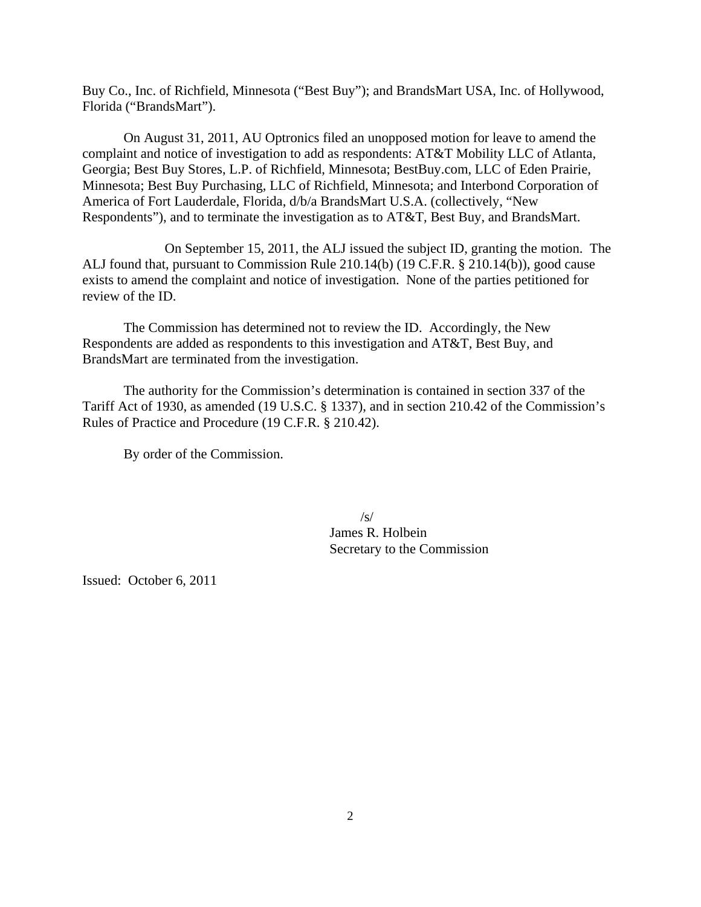Buy Co., Inc. of Richfield, Minnesota ("Best Buy"); and BrandsMart USA, Inc. of Hollywood, Florida ("BrandsMart").

On August 31, 2011, AU Optronics filed an unopposed motion for leave to amend the complaint and notice of investigation to add as respondents: AT&T Mobility LLC of Atlanta, Georgia; Best Buy Stores, L.P. of Richfield, Minnesota; BestBuy.com, LLC of Eden Prairie, Minnesota; Best Buy Purchasing, LLC of Richfield, Minnesota; and Interbond Corporation of America of Fort Lauderdale, Florida, d/b/a BrandsMart U.S.A. (collectively, "New Respondents"), and to terminate the investigation as to AT&T, Best Buy, and BrandsMart.

On September 15, 2011, the ALJ issued the subject ID, granting the motion. The ALJ found that, pursuant to Commission Rule 210.14(b) (19 C.F.R. § 210.14(b)), good cause exists to amend the complaint and notice of investigation. None of the parties petitioned for review of the ID.

The Commission has determined not to review the ID. Accordingly, the New Respondents are added as respondents to this investigation and AT&T, Best Buy, and BrandsMart are terminated from the investigation.

The authority for the Commission's determination is contained in section 337 of the Tariff Act of 1930, as amended (19 U.S.C. § 1337), and in section 210.42 of the Commission's Rules of Practice and Procedure (19 C.F.R. § 210.42).

By order of the Commission.

/s/
James R. Holbein
Secretary to the Commission

Issued: October 6, 2011